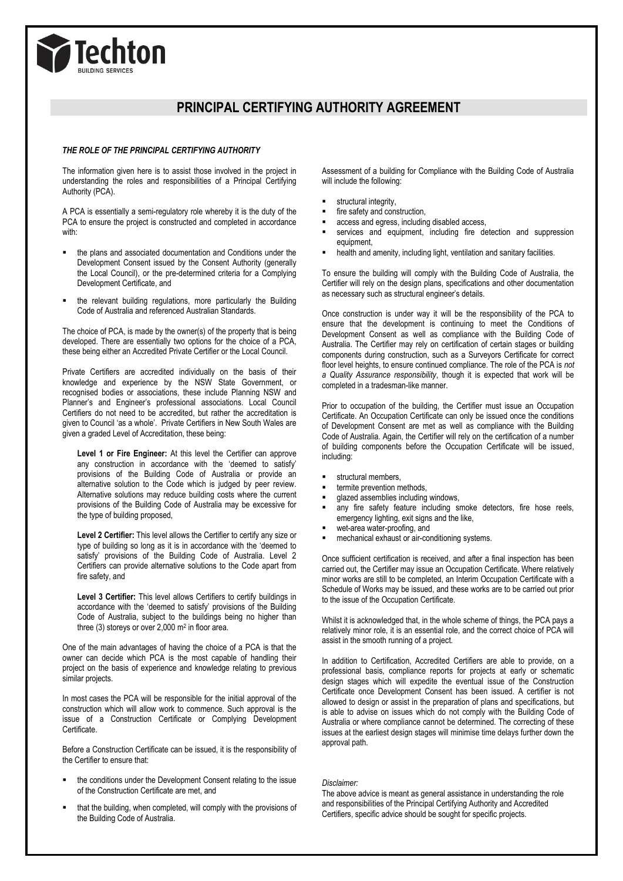Techton
BUILDING SERVICES

# PRINCIPAL CERTIFYING AUTHORITY AGREEMENT

***THE ROLE OF THE PRINCIPAL CERTIFYING AUTHORITY***

The information given here is to assist those involved in the project in understanding the roles and responsibilities of a Principal Certifying Authority (PCA).

A PCA is essentially a semi-regulatory role whereby it is the duty of the PCA to ensure the project is constructed and completed in accordance with:

- the plans and associated documentation and Conditions under the Development Consent issued by the Consent Authority (generally the Local Council), or the pre-determined criteria for a Complying Development Certificate, and
- the relevant building regulations, more particularly the Building Code of Australia and referenced Australian Standards.

The choice of PCA, is made by the owner(s) of the property that is being developed. There are essentially two options for the choice of a PCA, these being either an Accredited Private Certifier or the Local Council.

Private Certifiers are accredited individually on the basis of their knowledge and experience by the NSW State Government, or recognised bodies or associations, these include Planning NSW and Planner's and Engineer's professional associations. Local Council Certifiers do not need to be accredited, but rather the accreditation is given to Council 'as a whole'. Private Certifiers in New South Wales are given a graded Level of Accreditation, these being:

> **Level 1 or Fire Engineer:** At this level the Certifier can approve any construction in accordance with the 'deemed to satisfy' provisions of the Building Code of Australia or provide an alternative solution to the Code which is judged by peer review. Alternative solutions may reduce building costs where the current provisions of the Building Code of Australia may be excessive for the type of building proposed,
>
> **Level 2 Certifier:** This level allows the Certifier to certify any size or type of building so long as it is in accordance with the 'deemed to satisfy' provisions of the Building Code of Australia. Level 2 Certifiers can provide alternative solutions to the Code apart from fire safety, and
>
> **Level 3 Certifier:** This level allows Certifiers to certify buildings in accordance with the 'deemed to satisfy' provisions of the Building Code of Australia, subject to the buildings being no higher than three (3) storeys or over 2,000 m$^2$ in floor area.

One of the main advantages of having the choice of a PCA is that the owner can decide which PCA is the most capable of handling their project on the basis of experience and knowledge relating to previous similar projects.

In most cases the PCA will be responsible for the initial approval of the construction which will allow work to commence. Such approval is the issue of a Construction Certificate or Complying Development Certificate.

Before a Construction Certificate can be issued, it is the responsibility of the Certifier to ensure that:

- the conditions under the Development Consent relating to the issue of the Construction Certificate are met, and
- that the building, when completed, will comply with the provisions of the Building Code of Australia.

Assessment of a building for Compliance with the Building Code of Australia will include the following:

- structural integrity,
- fire safety and construction,
- access and egress, including disabled access,
- services and equipment, including fire detection and suppression equipment,
- health and amenity, including light, ventilation and sanitary facilities.

To ensure the building will comply with the Building Code of Australia, the Certifier will rely on the design plans, specifications and other documentation as necessary such as structural engineer's details.

Once construction is under way it will be the responsibility of the PCA to ensure that the development is continuing to meet the Conditions of Development Consent as well as compliance with the Building Code of Australia. The Certifier may rely on certification of certain stages or building components during construction, such as a Surveyors Certificate for correct floor level heights, to ensure continued compliance. The role of the PCA is *not a Quality Assurance responsibility*, though it is expected that work will be completed in a tradesman-like manner.

Prior to occupation of the building, the Certifier must issue an Occupation Certificate. An Occupation Certificate can only be issued once the conditions of Development Consent are met as well as compliance with the Building Code of Australia. Again, the Certifier will rely on the certification of a number of building components before the Occupation Certificate will be issued, including:

- structural members,
- termite prevention methods,
- glazed assemblies including windows,
- any fire safety feature including smoke detectors, fire hose reels, emergency lighting, exit signs and the like,
- wet-area water-proofing, and
- mechanical exhaust or air-conditioning systems.

Once sufficient certification is received, and after a final inspection has been carried out, the Certifier may issue an Occupation Certificate. Where relatively minor works are still to be completed, an Interim Occupation Certificate with a Schedule of Works may be issued, and these works are to be carried out prior to the issue of the Occupation Certificate.

Whilst it is acknowledged that, in the whole scheme of things, the PCA pays a relatively minor role, it is an essential role, and the correct choice of PCA will assist in the smooth running of a project.

In addition to Certification, Accredited Certifiers are able to provide, on a professional basis, compliance reports for projects at early or schematic design stages which will expedite the eventual issue of the Construction Certificate once Development Consent has been issued. A certifier is not allowed to design or assist in the preparation of plans and specifications, but is able to advise on issues which do not comply with the Building Code of Australia or where compliance cannot be determined. The correcting of these issues at the earliest design stages will minimise time delays further down the approval path.

*Disclaimer:*

The above advice is meant as general assistance in understanding the role and responsibilities of the Principal Certifying Authority and Accredited Certifiers, specific advice should be sought for specific projects.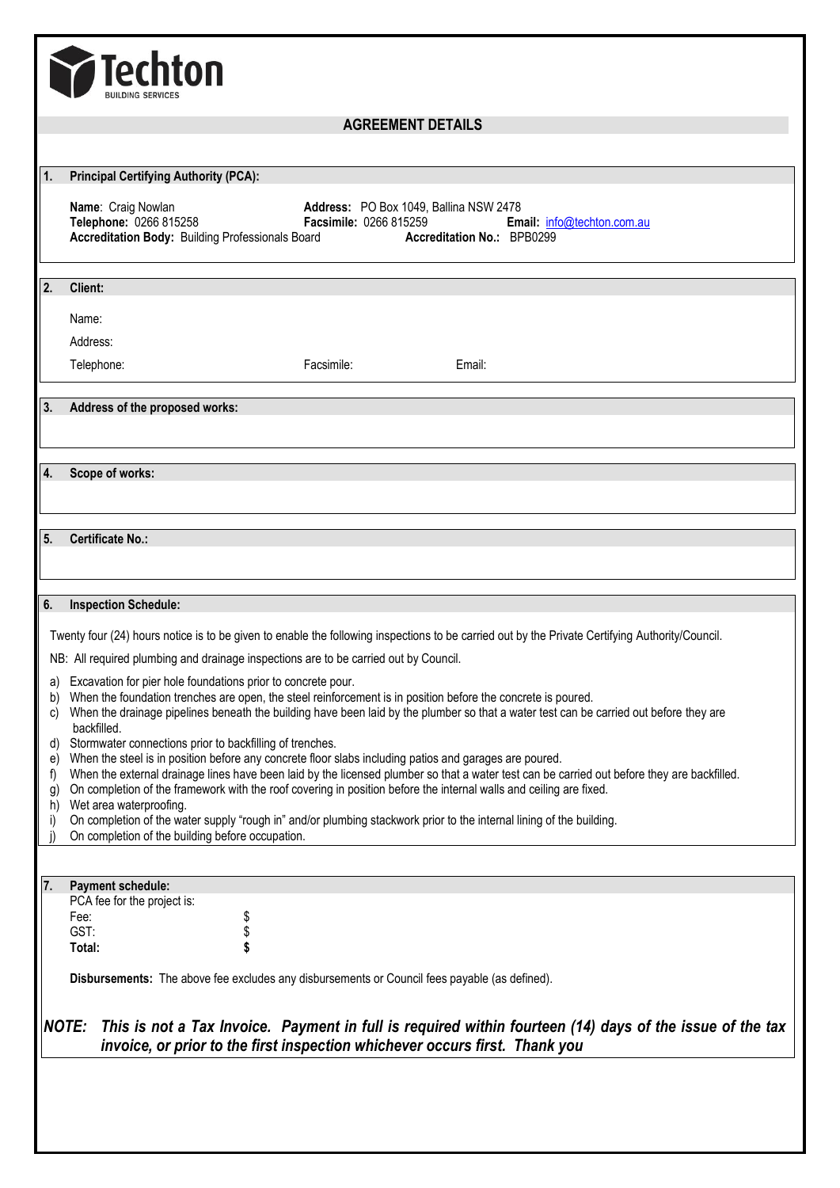**Techton**
BUILDING SERVICES

## AGREEMENT DETAILS

### 1. Principal Certifying Authority (PCA):

**Name**: Craig Nowlan
**Address:** PO Box 1049, Ballina NSW 2478
**Telephone:** 0266 815258
**Facsimile:** 0266 815259
**Email:** info@techton.com.au
**Accreditation Body:** Building Professionals Board
**Accreditation No.:** BPB0299

### 2. Client:

Name:

Address:

Telephone: Facsimile: Email:

### 3. Address of the proposed works:

### 4. Scope of works:

### 5. Certificate No.:

### 6. Inspection Schedule:

Twenty four (24) hours notice is to be given to enable the following inspections to be carried out by the Private Certifying Authority/Council.

NB: All required plumbing and drainage inspections are to be carried out by Council.

a) Excavation for pier hole foundations prior to concrete pour.
b) When the foundation trenches are open, the steel reinforcement is in position before the concrete is poured.
c) When the drainage pipelines beneath the building have been laid by the plumber so that a water test can be carried out before they are backfilled.
d) Stormwater connections prior to backfilling of trenches.
e) When the steel is in position before any concrete floor slabs including patios and garages are poured.
f) When the external drainage lines have been laid by the licensed plumber so that a water test can be carried out before they are backfilled.
g) On completion of the framework with the roof covering in position before the internal walls and ceiling are fixed.
h) Wet area waterproofing.
i) On completion of the water supply "rough in" and/or plumbing stackwork prior to the internal lining of the building.
j) On completion of the building before occupation.

### 7. Payment schedule:

PCA fee for the project is:

| | |
|---|---|
| Fee: | $ |
| GST: | $ |
| **Total:** | **$** |

**Disbursements:** The above fee excludes any disbursements or Council fees payable (as defined).

***NOTE: This is not a Tax Invoice. Payment in full is required within fourteen (14) days of the issue of the tax invoice, or prior to the first inspection whichever occurs first. Thank you***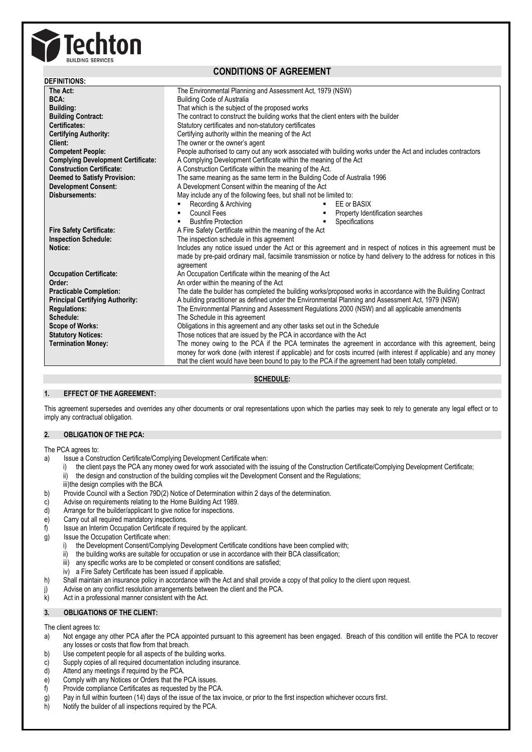# Techton

BUILDING SERVICES

## CONDITIONS OF AGREEMENT

**DEFINITIONS:**

| | |
|---|---|
| **The Act:** | The Environmental Planning and Assessment Act, 1979 (NSW) |
| **BCA:** | Building Code of Australia |
| **Building:** | That which is the subject of the proposed works |
| **Building Contract:** | The contract to construct the building works that the client enters with the builder |
| **Certificates:** | Statutory certificates and non-statutory certificates |
| **Certifying Authority:** | Certifying authority within the meaning of the Act |
| **Client:** | The owner or the owner's agent |
| **Competent People:** | People authorised to carry out any work associated with building works under the Act and includes contractors |
| **Complying Development Certificate:** | A Complying Development Certificate within the meaning of the Act |
| **Construction Certificate:** | A Construction Certificate within the meaning of the Act. |
| **Deemed to Satisfy Provision:** | The same meaning as the same term in the Building Code of Australia 1996 |
| **Development Consent:** | A Development Consent within the meaning of the Act |
| **Disbursements:** | May include any of the following fees, but shall not be limited to: ▪ Recording & Archiving ▪ EE or BASIX ▪ Council Fees ▪ Property Identification searches ▪ Bushfire Protection ▪ Specifications |
| **Fire Safety Certificate:** | A Fire Safety Certificate within the meaning of the Act |
| **Inspection Schedule:** | The inspection schedule in this agreement |
| **Notice:** | Includes any notice issued under the Act or this agreement and in respect of notices in this agreement must be made by pre-paid ordinary mail, facsimile transmission or notice by hand delivery to the address for notices in this agreement |
| **Occupation Certificate:** | An Occupation Certificate within the meaning of the Act |
| **Order:** | An order within the meaning of the Act |
| **Practicable Completion:** | The date the builder has completed the building works/proposed works in accordance with the Building Contract |
| **Principal Certifying Authority:** | A building practitioner as defined under the Environmental Planning and Assessment Act, 1979 (NSW) |
| **Regulations:** | The Environmental Planning and Assessment Regulations 2000 (NSW) and all applicable amendments |
| **Schedule:** | The Schedule in this agreement |
| **Scope of Works:** | Obligations in this agreement and any other tasks set out in the Schedule |
| **Statutory Notices:** | Those notices that are issued by the PCA in accordance with the Act |
| **Termination Money:** | The money owing to the PCA if the PCA terminates the agreement in accordance with this agreement, being money for work done (with interest if applicable) and for costs incurred (with interest if applicable) and any money that the client would have been bound to pay to the PCA if the agreement had been totally completed. |

**SCHEDULE:**

### 1. EFFECT OF THE AGREEMENT:

This agreement supersedes and overrides any other documents or oral representations upon which the parties may seek to rely to generate any legal effect or to imply any contractual obligation.

### 2. OBLIGATION OF THE PCA:

The PCA agrees to:

a) Issue a Construction Certificate/Complying Development Certificate when:
   i) the client pays the PCA any money owed for work associated with the issuing of the Construction Certificate/Complying Development Certificate;
   ii) the design and construction of the building complies wit the Development Consent and the Regulations;
   iii)the design complies with the BCA
b) Provide Council with a Section 79D(2) Notice of Determination within 2 days of the determination.
c) Advise on requirements relating to the Home Building Act 1989.
d) Arrange for the builder/applicant to give notice for inspections.
e) Carry out all required mandatory inspections.
f) Issue an Interim Occupation Certificate if required by the applicant.
g) Issue the Occupation Certificate when:
   i) the Development Consent/Complying Development Certificate conditions have been complied with;
   ii) the building works are suitable for occupation or use in accordance with their BCA classification;
   iii) any specific works are to be completed or consent conditions are satisfied;
   iv) a Fire Safety Certificate has been issued if applicable.
h) Shall maintain an insurance policy in accordance with the Act and shall provide a copy of that policy to the client upon request.
j) Advise on any conflict resolution arrangements between the client and the PCA.
k) Act in a professional manner consistent with the Act.

### 3. OBLIGATIONS OF THE CLIENT:

The client agrees to:

a) Not engage any other PCA after the PCA appointed pursuant to this agreement has been engaged. Breach of this condition will entitle the PCA to recover any losses or costs that flow from that breach.
b) Use competent people for all aspects of the building works.
c) Supply copies of all required documentation including insurance.
d) Attend any meetings if required by the PCA.
e) Comply with any Notices or Orders that the PCA issues.
f) Provide compliance Certificates as requested by the PCA.
g) Pay in full within fourteen (14) days of the issue of the tax invoice, or prior to the first inspection whichever occurs first.
h) Notify the builder of all inspections required by the PCA.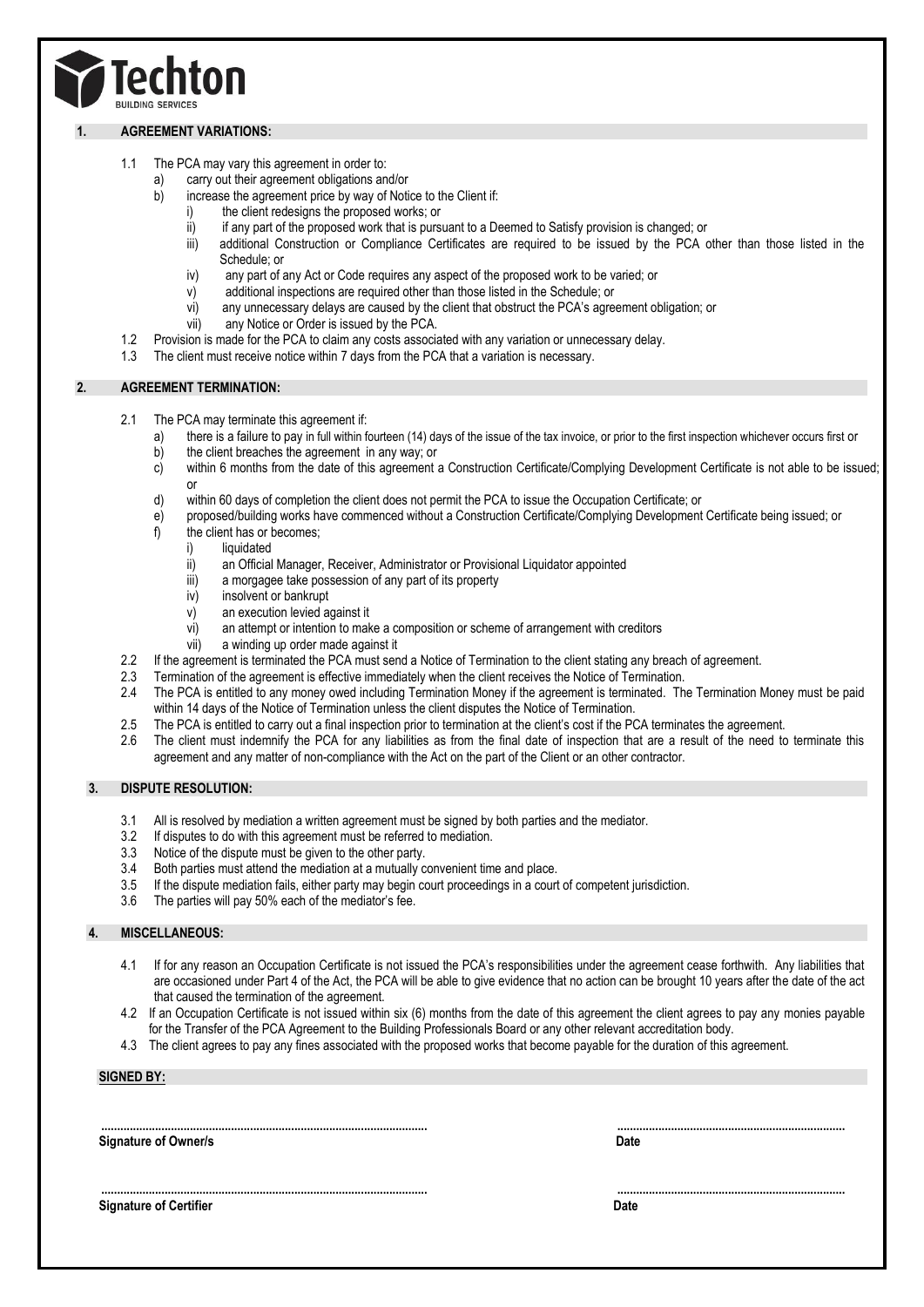**Techton**
BUILDING SERVICES

## 1. AGREEMENT VARIATIONS:

1.1 The PCA may vary this agreement in order to:

a) carry out their agreement obligations and/or

b) increase the agreement price by way of Notice to the Client if:

i) the client redesigns the proposed works; or

ii) if any part of the proposed work that is pursuant to a Deemed to Satisfy provision is changed; or

iii) additional Construction or Compliance Certificates are required to be issued by the PCA other than those listed in the Schedule; or

iv) any part of any Act or Code requires any aspect of the proposed work to be varied; or

v) additional inspections are required other than those listed in the Schedule; or

vi) any unnecessary delays are caused by the client that obstruct the PCA's agreement obligation; or

vii) any Notice or Order is issued by the PCA.

1.2 Provision is made for the PCA to claim any costs associated with any variation or unnecessary delay.

1.3 The client must receive notice within 7 days from the PCA that a variation is necessary.

## 2. AGREEMENT TERMINATION:

2.1 The PCA may terminate this agreement if:

a) there is a failure to pay in full within fourteen (14) days of the issue of the tax invoice, or prior to the first inspection whichever occurs first or

b) the client breaches the agreement in any way; or

c) within 6 months from the date of this agreement a Construction Certificate/Complying Development Certificate is not able to be issued; or

d) within 60 days of completion the client does not permit the PCA to issue the Occupation Certificate; or

e) proposed/building works have commenced without a Construction Certificate/Complying Development Certificate being issued; or

f) the client has or becomes;

i) liquidated

ii) an Official Manager, Receiver, Administrator or Provisional Liquidator appointed

iii) a morgagee take possession of any part of its property

iv) insolvent or bankrupt

v) an execution levied against it

vi) an attempt or intention to make a composition or scheme of arrangement with creditors

vii) a winding up order made against it

2.2 If the agreement is terminated the PCA must send a Notice of Termination to the client stating any breach of agreement.

2.3 Termination of the agreement is effective immediately when the client receives the Notice of Termination.

2.4 The PCA is entitled to any money owed including Termination Money if the agreement is terminated. The Termination Money must be paid within 14 days of the Notice of Termination unless the client disputes the Notice of Termination.

2.5 The PCA is entitled to carry out a final inspection prior to termination at the client's cost if the PCA terminates the agreement.

2.6 The client must indemnify the PCA for any liabilities as from the final date of inspection that are a result of the need to terminate this agreement and any matter of non-compliance with the Act on the part of the Client or an other contractor.

## 3. DISPUTE RESOLUTION:

3.1 All is resolved by mediation a written agreement must be signed by both parties and the mediator.

3.2 If disputes to do with this agreement must be referred to mediation.

3.3 Notice of the dispute must be given to the other party.

3.4 Both parties must attend the mediation at a mutually convenient time and place.

3.5 If the dispute mediation fails, either party may begin court proceedings in a court of competent jurisdiction.

3.6 The parties will pay 50% each of the mediator's fee.

## 4. MISCELLANEOUS:

4.1 If for any reason an Occupation Certificate is not issued the PCA's responsibilities under the agreement cease forthwith. Any liabilities that are occasioned under Part 4 of the Act, the PCA will be able to give evidence that no action can be brought 10 years after the date of the act that caused the termination of the agreement.

4.2 If an Occupation Certificate is not issued within six (6) months from the date of this agreement the client agrees to pay any monies payable for the Transfer of the PCA Agreement to the Building Professionals Board or any other relevant accreditation body.

4.3 The client agrees to pay any fines associated with the proposed works that become payable for the duration of this agreement.

**SIGNED BY:**

.......................................................................................................   .........................................................................

**Signature of Owner/s**   **Date**

.......................................................................................................   .........................................................................

**Signature of Certifier**   **Date**